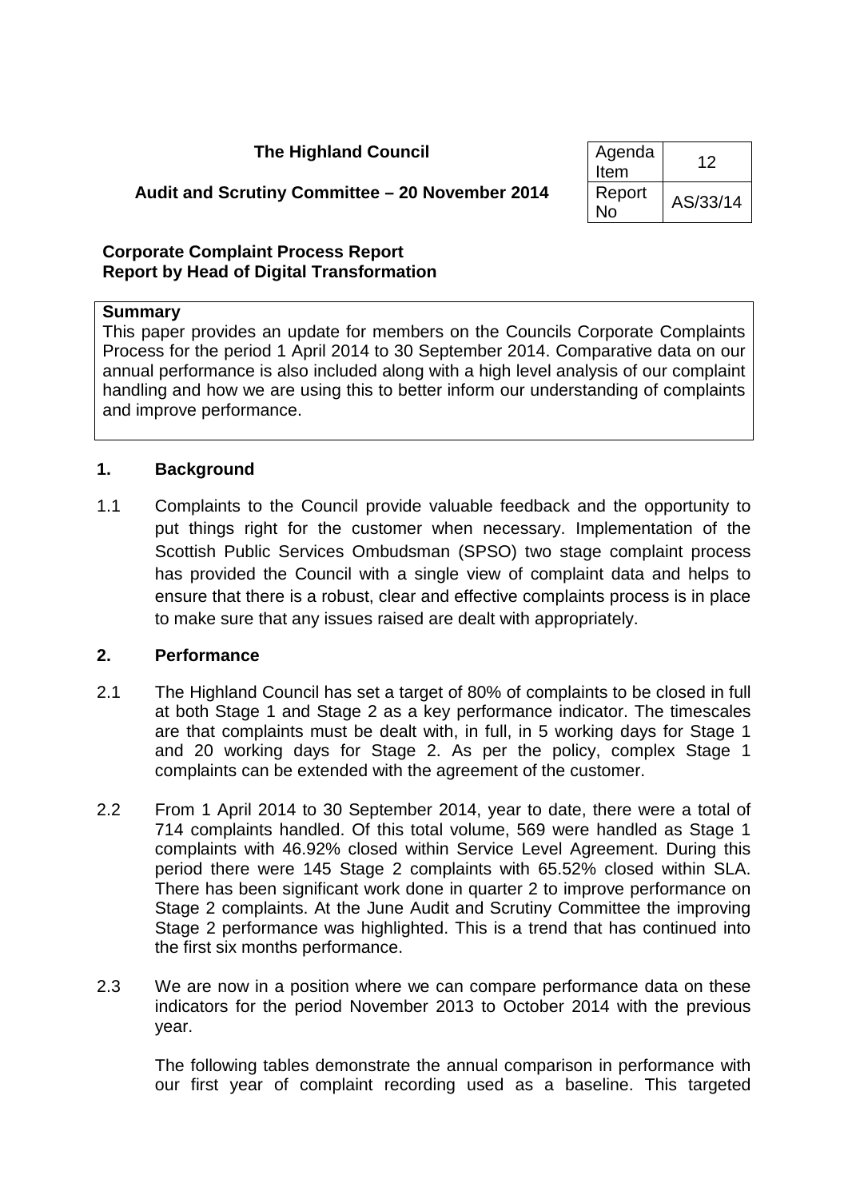**The Highland Council**

**Audit and Scrutiny Committee – 20 November 2014**

| Agenda Item | 12 |
|---|---|
| Report No | AS/33/14 |

**Corporate Complaint Process Report**
**Report by Head of Digital Transformation**

**Summary**

This paper provides an update for members on the Councils Corporate Complaints Process for the period 1 April 2014 to 30 September 2014. Comparative data on our annual performance is also included along with a high level analysis of our complaint handling and how we are using this to better inform our understanding of complaints and improve performance.

## 1. Background

1.1 Complaints to the Council provide valuable feedback and the opportunity to put things right for the customer when necessary. Implementation of the Scottish Public Services Ombudsman (SPSO) two stage complaint process has provided the Council with a single view of complaint data and helps to ensure that there is a robust, clear and effective complaints process is in place to make sure that any issues raised are dealt with appropriately.

## 2. Performance

2.1 The Highland Council has set a target of 80% of complaints to be closed in full at both Stage 1 and Stage 2 as a key performance indicator. The timescales are that complaints must be dealt with, in full, in 5 working days for Stage 1 and 20 working days for Stage 2. As per the policy, complex Stage 1 complaints can be extended with the agreement of the customer.

2.2 From 1 April 2014 to 30 September 2014, year to date, there were a total of 714 complaints handled. Of this total volume, 569 were handled as Stage 1 complaints with 46.92% closed within Service Level Agreement. During this period there were 145 Stage 2 complaints with 65.52% closed within SLA. There has been significant work done in quarter 2 to improve performance on Stage 2 complaints. At the June Audit and Scrutiny Committee the improving Stage 2 performance was highlighted. This is a trend that has continued into the first six months performance.

2.3 We are now in a position where we can compare performance data on these indicators for the period November 2013 to October 2014 with the previous year.

The following tables demonstrate the annual comparison in performance with our first year of complaint recording used as a baseline. This targeted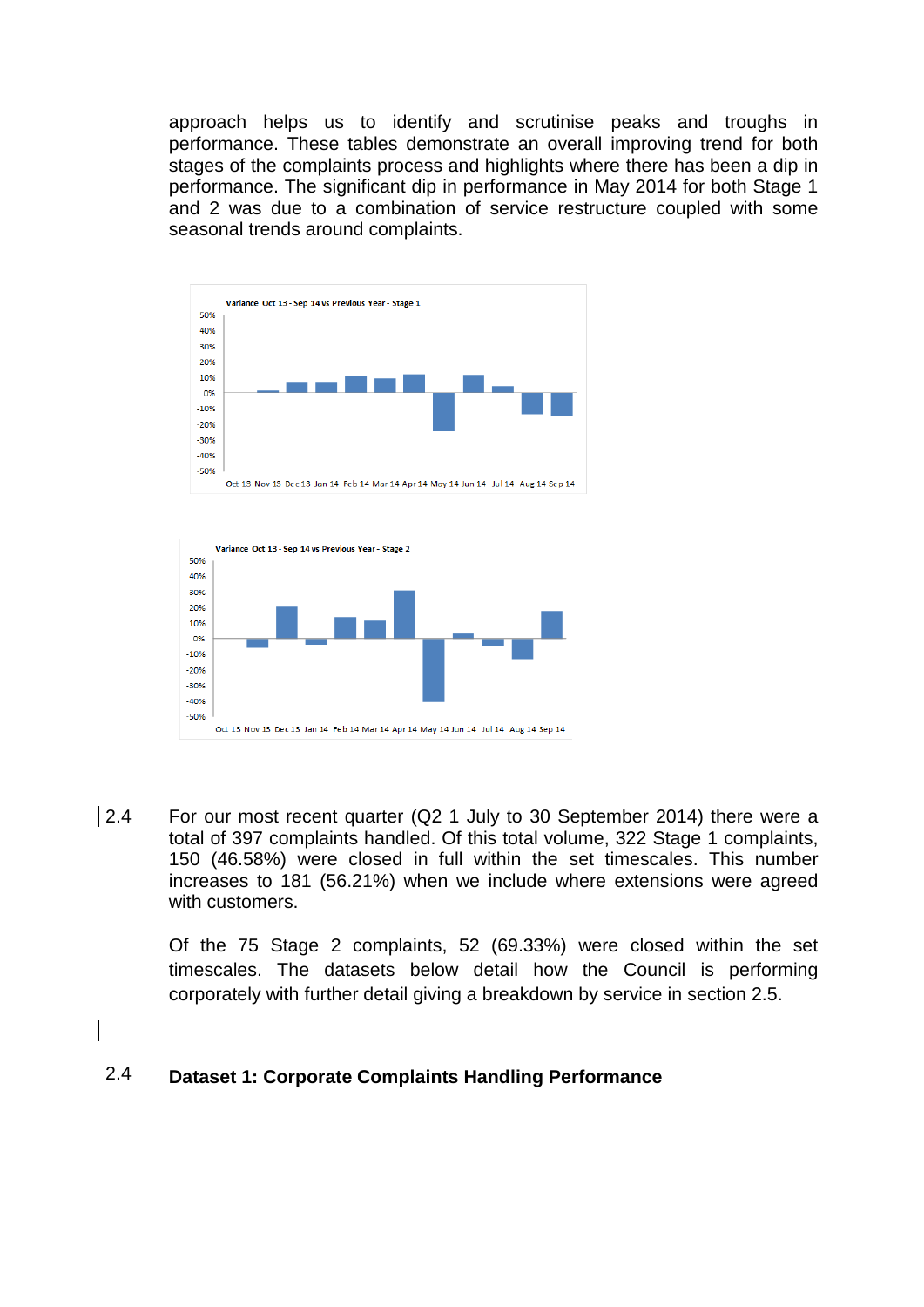approach helps us to identify and scrutinise peaks and troughs in performance. These tables demonstrate an overall improving trend for both stages of the complaints process and highlights where there has been a dip in performance. The significant dip in performance in May 2014 for both Stage 1 and 2 was due to a combination of service restructure coupled with some seasonal trends around complaints.

Variance Oct 13 - Sep 14 vs Previous Year - Stage 1

Variance Oct 13 - Sep 14 vs Previous Year - Stage 2

2.4 For our most recent quarter (Q2 1 July to 30 September 2014) there were a total of 397 complaints handled. Of this total volume, 322 Stage 1 complaints, 150 (46.58%) were closed in full within the set timescales. This number increases to 181 (56.21%) when we include where extensions were agreed with customers.

Of the 75 Stage 2 complaints, 52 (69.33%) were closed within the set timescales. The datasets below detail how the Council is performing corporately with further detail giving a breakdown by service in section 2.5.

2.4 **Dataset 1: Corporate Complaints Handling Performance**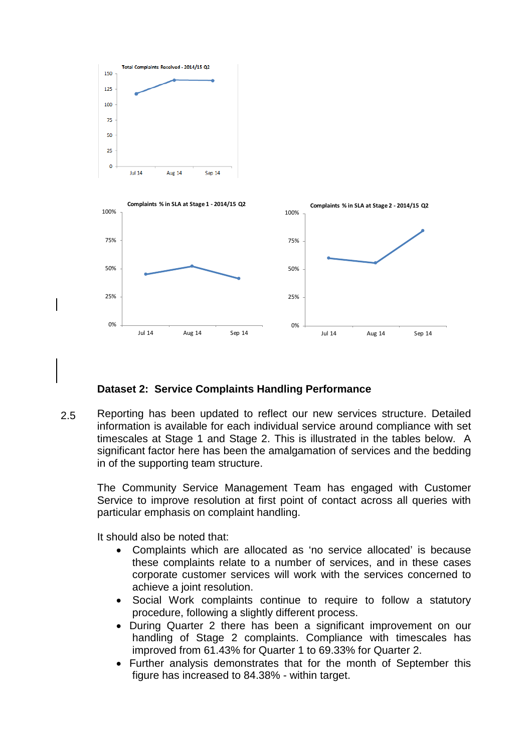## Dataset 2: Service Complaints Handling Performance

2.5 Reporting has been updated to reflect our new services structure. Detailed information is available for each individual service around compliance with set timescales at Stage 1 and Stage 2. This is illustrated in the tables below. A significant factor here has been the amalgamation of services and the bedding in of the supporting team structure.

The Community Service Management Team has engaged with Customer Service to improve resolution at first point of contact across all queries with particular emphasis on complaint handling.

It should also be noted that:

- Complaints which are allocated as 'no service allocated' is because these complaints relate to a number of services, and in these cases corporate customer services will work with the services concerned to achieve a joint resolution.
- Social Work complaints continue to require to follow a statutory procedure, following a slightly different process.
- During Quarter 2 there has been a significant improvement on our handling of Stage 2 complaints. Compliance with timescales has improved from 61.43% for Quarter 1 to 69.33% for Quarter 2.
- Further analysis demonstrates that for the month of September this figure has increased to 84.38% - within target.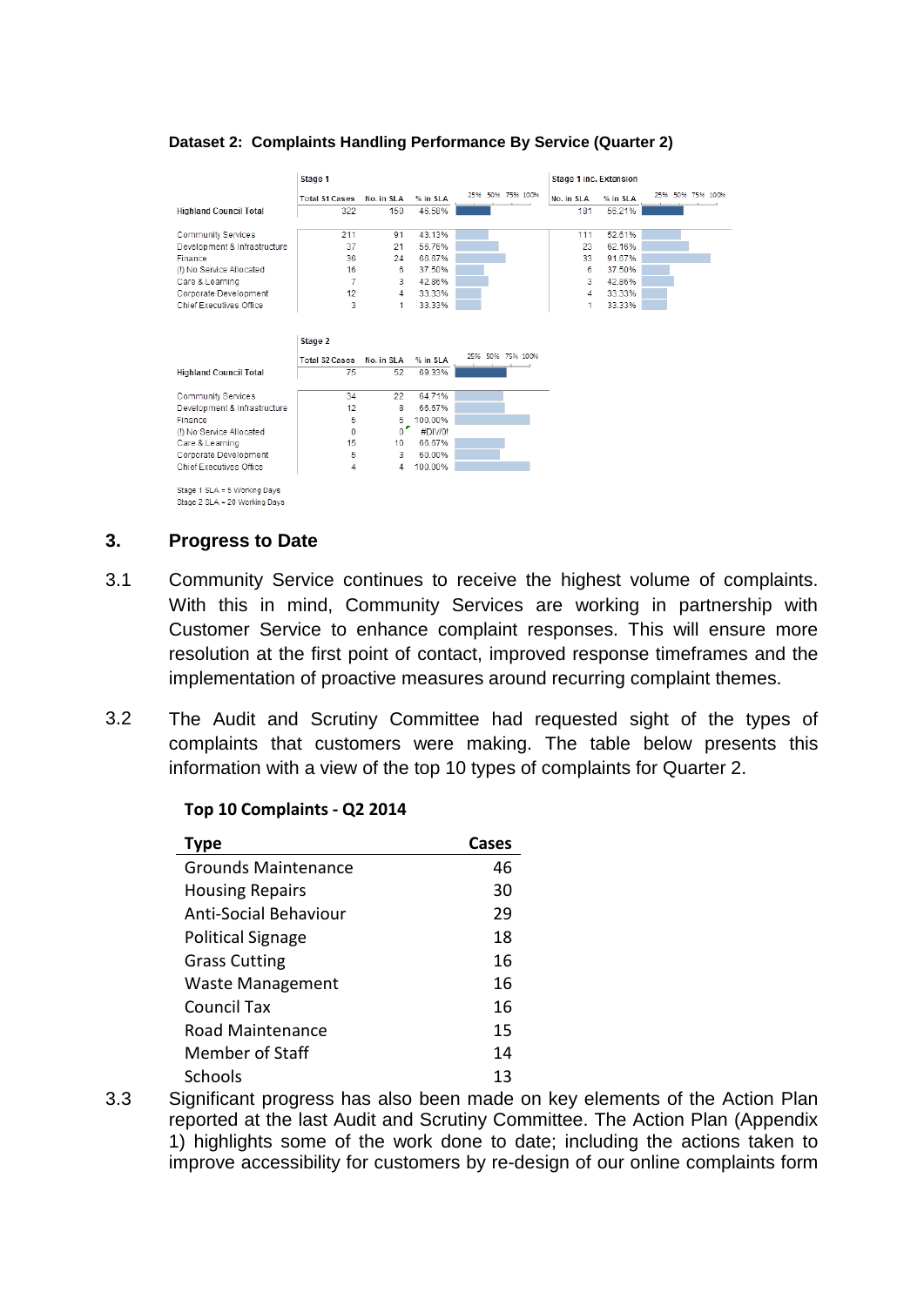**Dataset 2: Complaints Handling Performance By Service (Quarter 2)**

| | Stage 1 | | | Stage 1 inc. Extension | |
|---|---|---|---|---|---|
| | Total S1 Cases | No. in SLA | % in SLA | No. in SLA | % in SLA |
| **Highland Council Total** | 322 | 150 | 46.58% | 181 | 56.21% |
| Community Services | 211 | 91 | 43.13% | 111 | 52.61% |
| Development & Infrastructure | 37 | 21 | 56.76% | 23 | 62.16% |
| Finance | 36 | 24 | 66.67% | 33 | 91.67% |
| (!) No Service Allocated | 16 | 6 | 37.50% | 6 | 37.50% |
| Care & Learning | 7 | 3 | 42.86% | 3 | 42.86% |
| Corporate Development | 12 | 4 | 33.33% | 4 | 33.33% |
| Chief Executives Office | 3 | 1 | 33.33% | 1 | 33.33% |

| | Stage 2 | | |
|---|---|---|---|
| | Total S2 Cases | No. in SLA | % in SLA |
| **Highland Council Total** | 75 | 52 | 69.33% |
| Community Services | 34 | 22 | 64.71% |
| Development & Infrastructure | 12 | 8 | 66.67% |
| Finance | 5 | 5 | 100.00% |
| (!) No Service Allocated | 0 | 0 | #DIV/0! |
| Care & Learning | 15 | 10 | 66.67% |
| Corporate Development | 5 | 3 | 60.00% |
| Chief Executives Office | 4 | 4 | 100.00% |

Stage 1 SLA = 5 Working Days
Stage 2 SLA = 20 Working Days

## 3. Progress to Date

3.1 Community Service continues to receive the highest volume of complaints. With this in mind, Community Services are working in partnership with Customer Service to enhance complaint responses. This will ensure more resolution at the first point of contact, improved response timeframes and the implementation of proactive measures around recurring complaint themes.

3.2 The Audit and Scrutiny Committee had requested sight of the types of complaints that customers were making. The table below presents this information with a view of the top 10 types of complaints for Quarter 2.

**Top 10 Complaints - Q2 2014**

| Type | Cases |
|---|---|
| Grounds Maintenance | 46 |
| Housing Repairs | 30 |
| Anti-Social Behaviour | 29 |
| Political Signage | 18 |
| Grass Cutting | 16 |
| Waste Management | 16 |
| Council Tax | 16 |
| Road Maintenance | 15 |
| Member of Staff | 14 |
| Schools | 13 |

3.3 Significant progress has also been made on key elements of the Action Plan reported at the last Audit and Scrutiny Committee. The Action Plan (Appendix 1) highlights some of the work done to date; including the actions taken to improve accessibility for customers by re-design of our online complaints form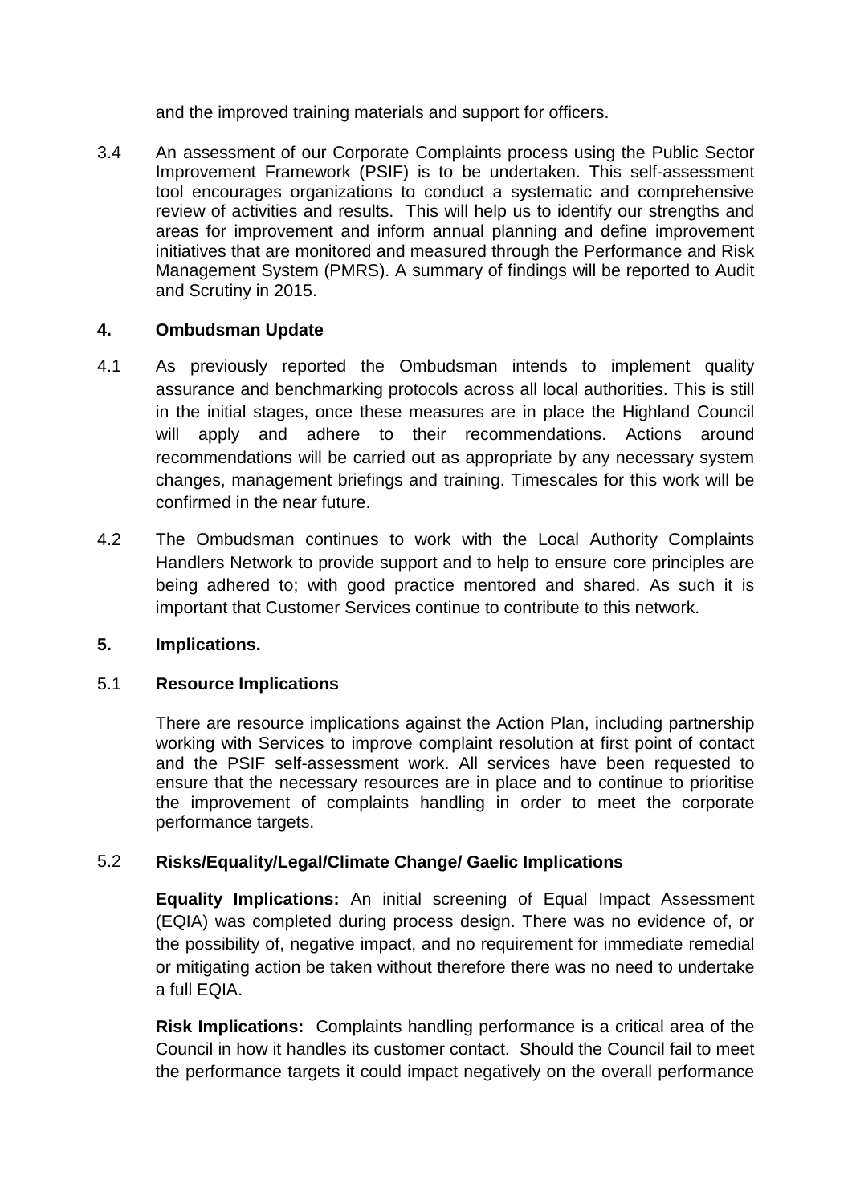and the improved training materials and support for officers.

3.4 An assessment of our Corporate Complaints process using the Public Sector Improvement Framework (PSIF) is to be undertaken. This self-assessment tool encourages organizations to conduct a systematic and comprehensive review of activities and results. This will help us to identify our strengths and areas for improvement and inform annual planning and define improvement initiatives that are monitored and measured through the Performance and Risk Management System (PMRS). A summary of findings will be reported to Audit and Scrutiny in 2015.

## 4. Ombudsman Update

4.1 As previously reported the Ombudsman intends to implement quality assurance and benchmarking protocols across all local authorities. This is still in the initial stages, once these measures are in place the Highland Council will apply and adhere to their recommendations. Actions around recommendations will be carried out as appropriate by any necessary system changes, management briefings and training. Timescales for this work will be confirmed in the near future.

4.2 The Ombudsman continues to work with the Local Authority Complaints Handlers Network to provide support and to help to ensure core principles are being adhered to; with good practice mentored and shared. As such it is important that Customer Services continue to contribute to this network.

## 5. Implications.

### 5.1 Resource Implications

There are resource implications against the Action Plan, including partnership working with Services to improve complaint resolution at first point of contact and the PSIF self-assessment work. All services have been requested to ensure that the necessary resources are in place and to continue to prioritise the improvement of complaints handling in order to meet the corporate performance targets.

### 5.2 Risks/Equality/Legal/Climate Change/ Gaelic Implications

**Equality Implications:** An initial screening of Equal Impact Assessment (EQIA) was completed during process design. There was no evidence of, or the possibility of, negative impact, and no requirement for immediate remedial or mitigating action be taken without therefore there was no need to undertake a full EQIA.

**Risk Implications:** Complaints handling performance is a critical area of the Council in how it handles its customer contact. Should the Council fail to meet the performance targets it could impact negatively on the overall performance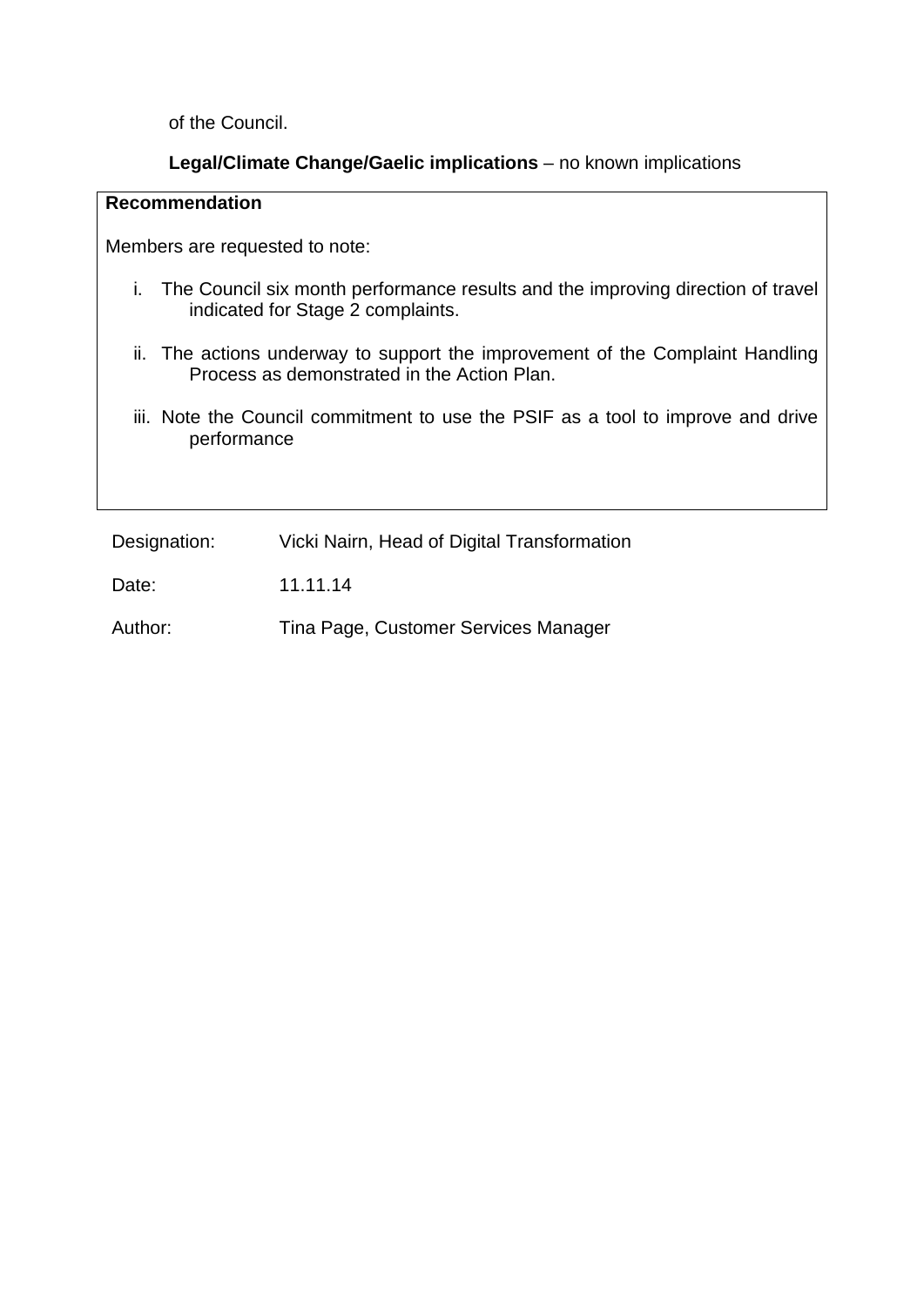of the Council.

**Legal/Climate Change/Gaelic implications** – no known implications

**Recommendation**

Members are requested to note:

i. The Council six month performance results and the improving direction of travel indicated for Stage 2 complaints.

ii. The actions underway to support the improvement of the Complaint Handling Process as demonstrated in the Action Plan.

iii. Note the Council commitment to use the PSIF as a tool to improve and drive performance

Designation: Vicki Nairn, Head of Digital Transformation

Date: 11.11.14

Author: Tina Page, Customer Services Manager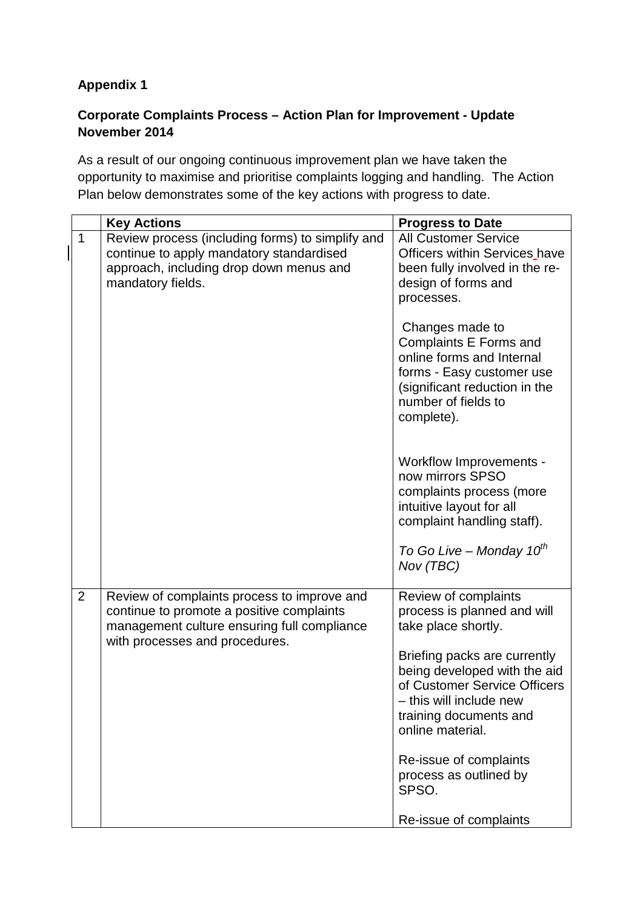**Appendix 1**

**Corporate Complaints Process – Action Plan for Improvement - Update November 2014**

As a result of our ongoing continuous improvement plan we have taken the opportunity to maximise and prioritise complaints logging and handling. The Action Plan below demonstrates some of the key actions with progress to date.

| | **Key Actions** | **Progress to Date** |
|---|---|---|
| 1 | Review process (including forms) to simplify and continue to apply mandatory standardised approach, including drop down menus and mandatory fields. | All Customer Service Officers within Services have been fully involved in the re-design of forms and processes.<br><br>Changes made to Complaints E Forms and online forms and Internal forms - Easy customer use (significant reduction in the number of fields to complete).<br><br>Workflow Improvements - now mirrors SPSO complaints process (more intuitive layout for all complaint handling staff).<br><br>*To Go Live – Monday 10th Nov (TBC)* |
| 2 | Review of complaints process to improve and continue to promote a positive complaints management culture ensuring full compliance with processes and procedures. | Review of complaints process is planned and will take place shortly.<br><br>Briefing packs are currently being developed with the aid of Customer Service Officers – this will include new training documents and online material.<br><br>Re-issue of complaints process as outlined by SPSO.<br><br>Re-issue of complaints |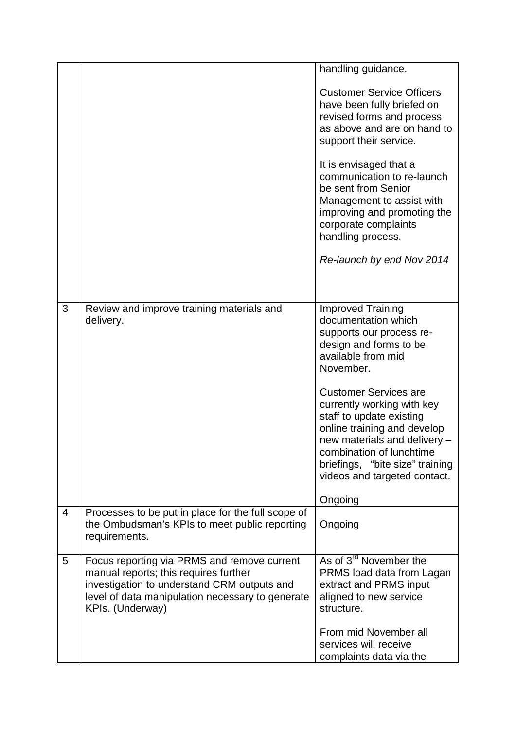|   |   |   |
|---|---|---|
|   |   | handling guidance.<br><br>Customer Service Officers have been fully briefed on revised forms and process as above and are on hand to support their service.<br><br>It is envisaged that a communication to re-launch be sent from Senior Management to assist with improving and promoting the corporate complaints handling process.<br><br>*Re-launch by end Nov 2014* |
| 3 | Review and improve training materials and delivery. | Improved Training documentation which supports our process re-design and forms to be available from mid November.<br><br>Customer Services are currently working with key staff to update existing online training and develop new materials and delivery – combination of lunchtime briefings, "bite size" training videos and targeted contact.<br><br>Ongoing |
| 4 | Processes to be put in place for the full scope of the Ombudsman's KPIs to meet public reporting requirements. | Ongoing |
| 5 | Focus reporting via PRMS and remove current manual reports; this requires further investigation to understand CRM outputs and level of data manipulation necessary to generate KPIs. (Underway) | As of 3rd November the PRMS load data from Lagan extract and PRMS input aligned to new service structure.<br><br>From mid November all services will receive complaints data via the |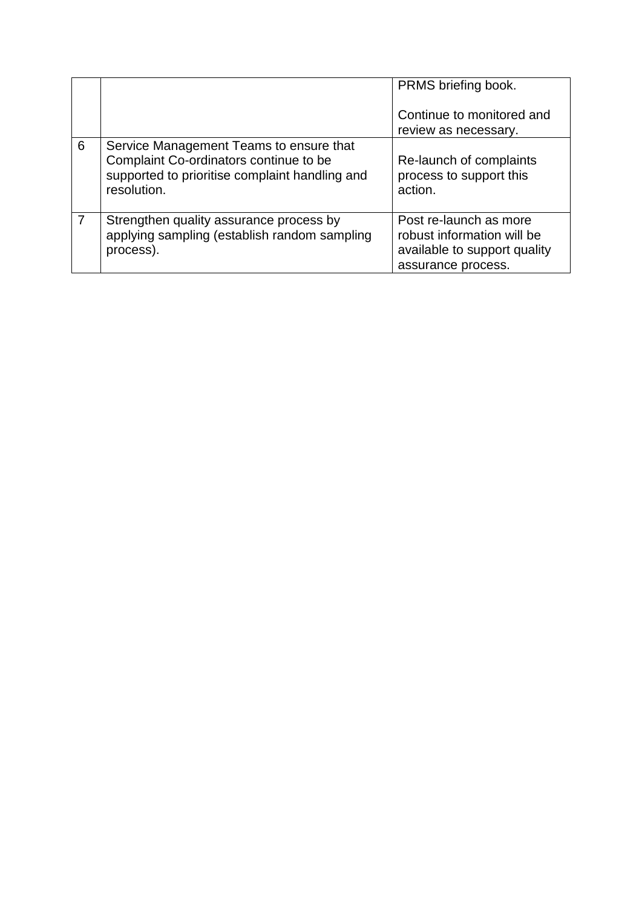| | | |
|---|---|---|
| | | PRMS briefing book.<br><br>Continue to monitored and review as necessary. |
| 6 | Service Management Teams to ensure that Complaint Co-ordinators continue to be supported to prioritise complaint handling and resolution. | Re-launch of complaints process to support this action. |
| 7 | Strengthen quality assurance process by applying sampling (establish random sampling process). | Post re-launch as more robust information will be available to support quality assurance process. |